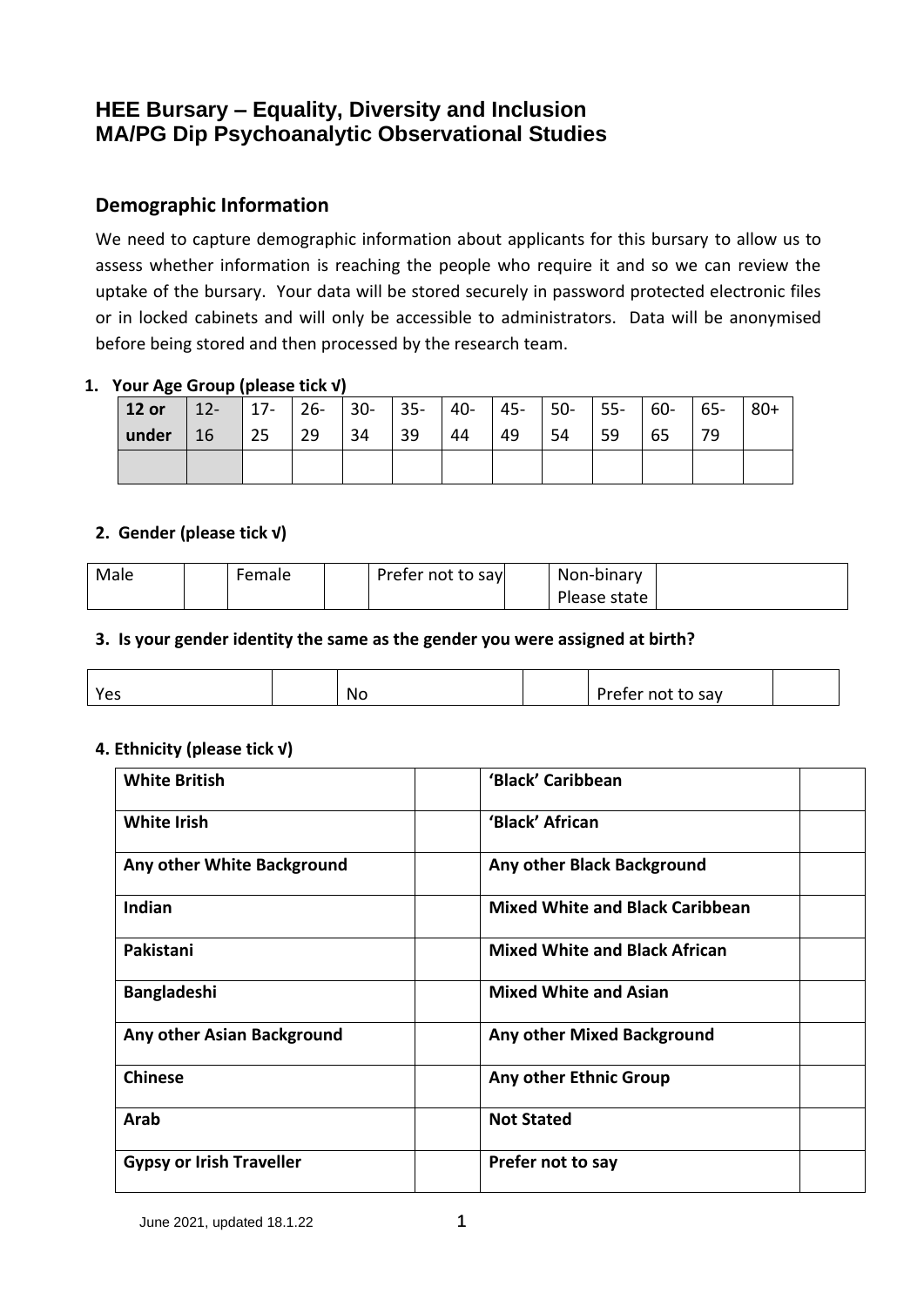# HEE Bursary – Equality, Diversity and Inclusion
# MA/PG Dip Psychoanalytic Observational Studies

## Demographic Information

We need to capture demographic information about applicants for this bursary to allow us to assess whether information is reaching the people who require it and so we can review the uptake of the bursary. Your data will be stored securely in password protected electronic files or in locked cabinets and will only be accessible to administrators. Data will be anonymised before being stored and then processed by the research team.

**1. Your Age Group (please tick √)**

| **12 or under** | 12-16 | 17-25 | 26-29 | 30-34 | 35-39 | 40-44 | 45-49 | 50-54 | 55-59 | 60-65 | 65-79 | 80+ |
|---|---|---|---|---|---|---|---|---|---|---|---|---|
| | | | | | | | | | | | | |

**2. Gender (please tick √)**

| Male | | Female | | Prefer not to say | | Non-binary Please state | |
|---|---|---|---|---|---|---|---|

**3. Is your gender identity the same as the gender you were assigned at birth?**

| Yes | | No | | Prefer not to say | |
|---|---|---|---|---|---|

**4. Ethnicity (please tick √)**

| **White British** | | **'Black' Caribbean** | |
|---|---|---|---|
| **White Irish** | | **'Black' African** | |
| **Any other White Background** | | **Any other Black Background** | |
| **Indian** | | **Mixed White and Black Caribbean** | |
| **Pakistani** | | **Mixed White and Black African** | |
| **Bangladeshi** | | **Mixed White and Asian** | |
| **Any other Asian Background** | | **Any other Mixed Background** | |
| **Chinese** | | **Any other Ethnic Group** | |
| **Arab** | | **Not Stated** | |
| **Gypsy or Irish Traveller** | | **Prefer not to say** | |

June 2021, updated 18.1.22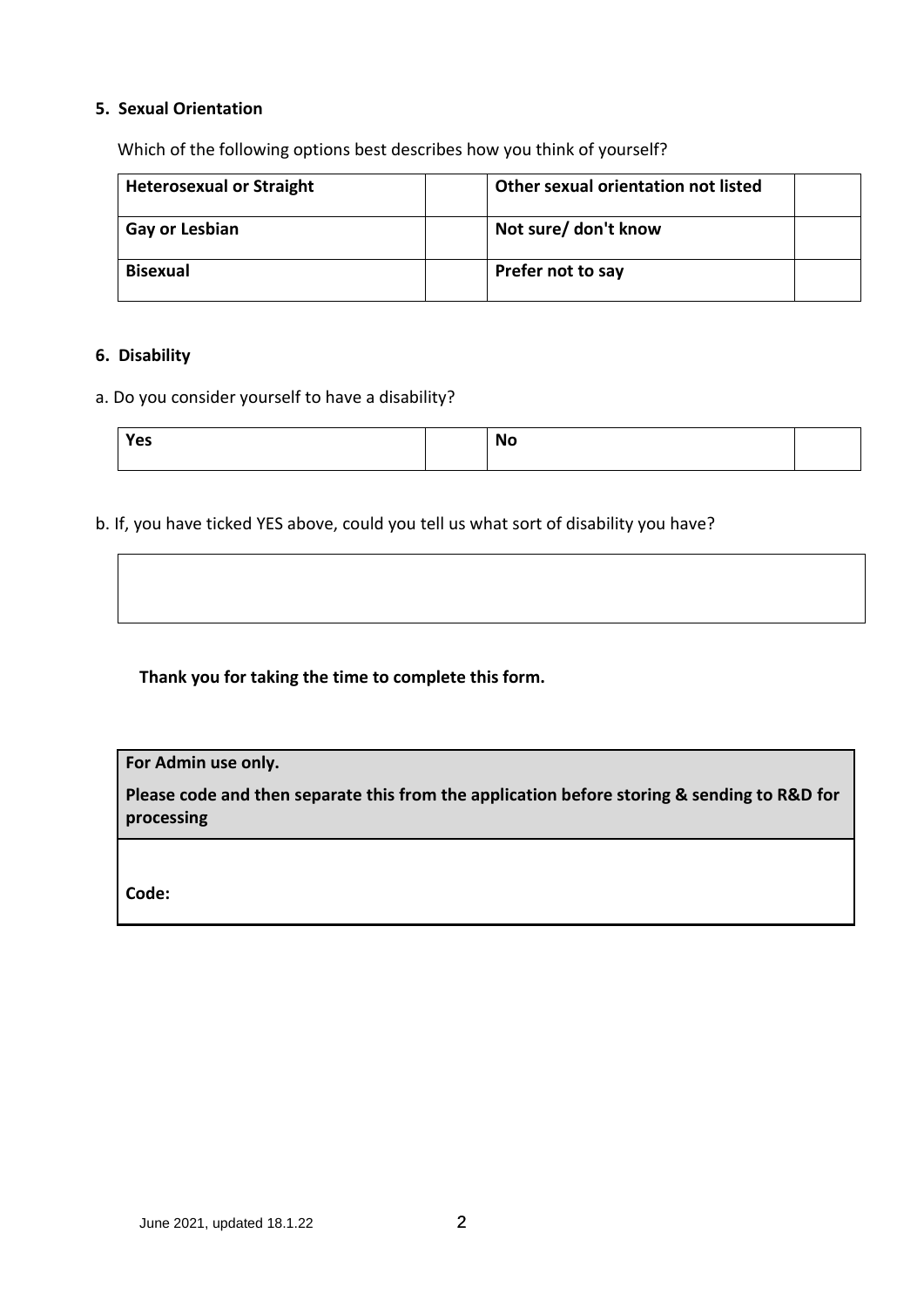**5. Sexual Orientation**

Which of the following options best describes how you think of yourself?

| | | | |
|---|---|---|---|
| **Heterosexual or Straight** | | **Other sexual orientation not listed** | |
| **Gay or Lesbian** | | **Not sure/ don't know** | |
| **Bisexual** | | **Prefer not to say** | |

**6. Disability**

a. Do you consider yourself to have a disability?

| | | | |
|---|---|---|---|
| **Yes** | | **No** | |

b. If, you have ticked YES above, could you tell us what sort of disability you have?

| |
|---|
| |

**Thank you for taking the time to complete this form.**

| **For Admin use only.** <br> **Please code and then separate this from the application before storing & sending to R&D for processing** |
|---|
| **Code:** |

June 2021, updated 18.1.22